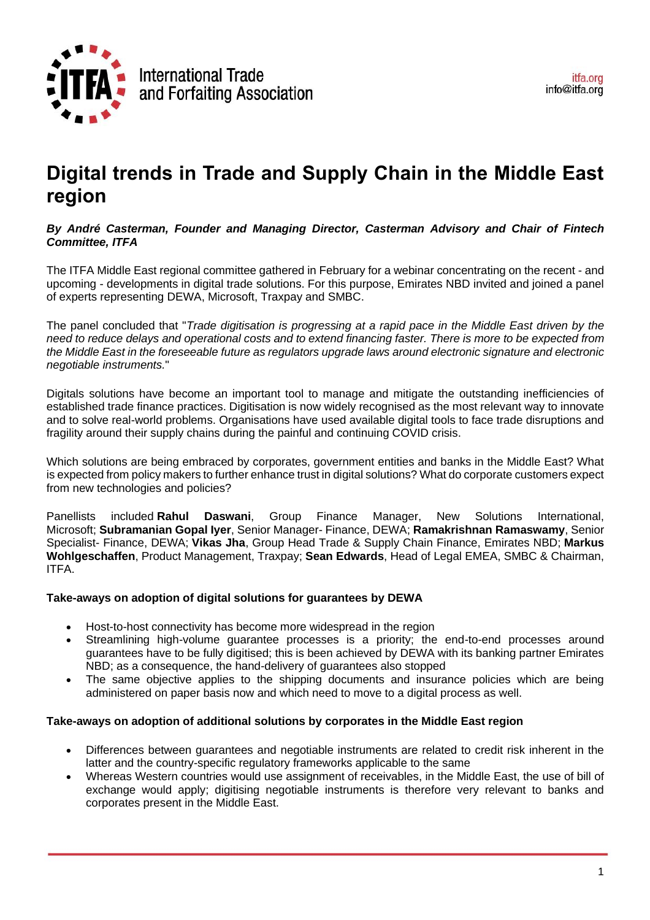International Trade and Forfaiting Association

itfa.org
info@itfa.org

# Digital trends in Trade and Supply Chain in the Middle East region

***By André Casterman, Founder and Managing Director, Casterman Advisory and Chair of Fintech Committee, ITFA***

The ITFA Middle East regional committee gathered in February for a webinar concentrating on the recent - and upcoming - developments in digital trade solutions. For this purpose, Emirates NBD invited and joined a panel of experts representing DEWA, Microsoft, Traxpay and SMBC.

The panel concluded that "*Trade digitisation is progressing at a rapid pace in the Middle East driven by the need to reduce delays and operational costs and to extend financing faster. There is more to be expected from the Middle East in the foreseeable future as regulators upgrade laws around electronic signature and electronic negotiable instruments.*"

Digitals solutions have become an important tool to manage and mitigate the outstanding inefficiencies of established trade finance practices. Digitisation is now widely recognised as the most relevant way to innovate and to solve real-world problems. Organisations have used available digital tools to face trade disruptions and fragility around their supply chains during the painful and continuing COVID crisis.

Which solutions are being embraced by corporates, government entities and banks in the Middle East? What is expected from policy makers to further enhance trust in digital solutions? What do corporate customers expect from new technologies and policies?

Panellists included **Rahul Daswani**, Group Finance Manager, New Solutions International, Microsoft; **Subramanian Gopal Iyer**, Senior Manager- Finance, DEWA; **Ramakrishnan Ramaswamy**, Senior Specialist- Finance, DEWA; **Vikas Jha**, Group Head Trade & Supply Chain Finance, Emirates NBD; **Markus Wohlgeschaffen**, Product Management, Traxpay; **Sean Edwards**, Head of Legal EMEA, SMBC & Chairman, ITFA.

**Take-aways on adoption of digital solutions for guarantees by DEWA**

- Host-to-host connectivity has become more widespread in the region
- Streamlining high-volume guarantee processes is a priority; the end-to-end processes around guarantees have to be fully digitised; this is been achieved by DEWA with its banking partner Emirates NBD; as a consequence, the hand-delivery of guarantees also stopped
- The same objective applies to the shipping documents and insurance policies which are being administered on paper basis now and which need to move to a digital process as well.

**Take-aways on adoption of additional solutions by corporates in the Middle East region**

- Differences between guarantees and negotiable instruments are related to credit risk inherent in the latter and the country-specific regulatory frameworks applicable to the same
- Whereas Western countries would use assignment of receivables, in the Middle East, the use of bill of exchange would apply; digitising negotiable instruments is therefore very relevant to banks and corporates present in the Middle East.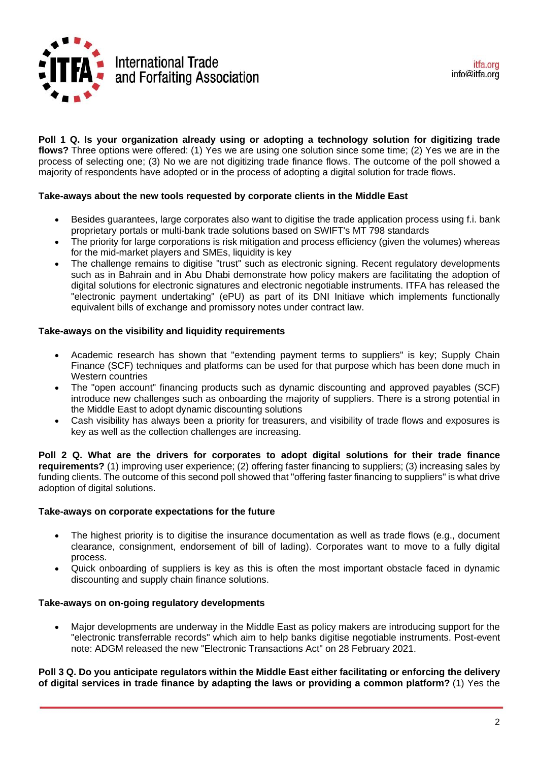**Poll 1 Q. Is your organization already using or adopting a technology solution for digitizing trade flows?** Three options were offered: (1) Yes we are using one solution since some time; (2) Yes we are in the process of selecting one; (3) No we are not digitizing trade finance flows. The outcome of the poll showed a majority of respondents have adopted or in the process of adopting a digital solution for trade flows.

**Take-aways about the new tools requested by corporate clients in the Middle East**

- Besides guarantees, large corporates also want to digitise the trade application process using f.i. bank proprietary portals or multi-bank trade solutions based on SWIFT's MT 798 standards
- The priority for large corporations is risk mitigation and process efficiency (given the volumes) whereas for the mid-market players and SMEs, liquidity is key
- The challenge remains to digitise "trust" such as electronic signing. Recent regulatory developments such as in Bahrain and in Abu Dhabi demonstrate how policy makers are facilitating the adoption of digital solutions for electronic signatures and electronic negotiable instruments. ITFA has released the "electronic payment undertaking" (ePU) as part of its DNI Initiave which implements functionally equivalent bills of exchange and promissory notes under contract law.

**Take-aways on the visibility and liquidity requirements**

- Academic research has shown that "extending payment terms to suppliers" is key; Supply Chain Finance (SCF) techniques and platforms can be used for that purpose which has been done much in Western countries
- The "open account" financing products such as dynamic discounting and approved payables (SCF) introduce new challenges such as onboarding the majority of suppliers. There is a strong potential in the Middle East to adopt dynamic discounting solutions
- Cash visibility has always been a priority for treasurers, and visibility of trade flows and exposures is key as well as the collection challenges are increasing.

**Poll 2 Q. What are the drivers for corporates to adopt digital solutions for their trade finance requirements?** (1) improving user experience; (2) offering faster financing to suppliers; (3) increasing sales by funding clients. The outcome of this second poll showed that "offering faster financing to suppliers" is what drive adoption of digital solutions.

**Take-aways on corporate expectations for the future**

- The highest priority is to digitise the insurance documentation as well as trade flows (e.g., document clearance, consignment, endorsement of bill of lading). Corporates want to move to a fully digital process.
- Quick onboarding of suppliers is key as this is often the most important obstacle faced in dynamic discounting and supply chain finance solutions.

**Take-aways on on-going regulatory developments**

- Major developments are underway in the Middle East as policy makers are introducing support for the "electronic transferrable records" which aim to help banks digitise negotiable instruments. Post-event note: ADGM released the new "Electronic Transactions Act" on 28 February 2021.

**Poll 3 Q. Do you anticipate regulators within the Middle East either facilitating or enforcing the delivery of digital services in trade finance by adapting the laws or providing a common platform?** (1) Yes the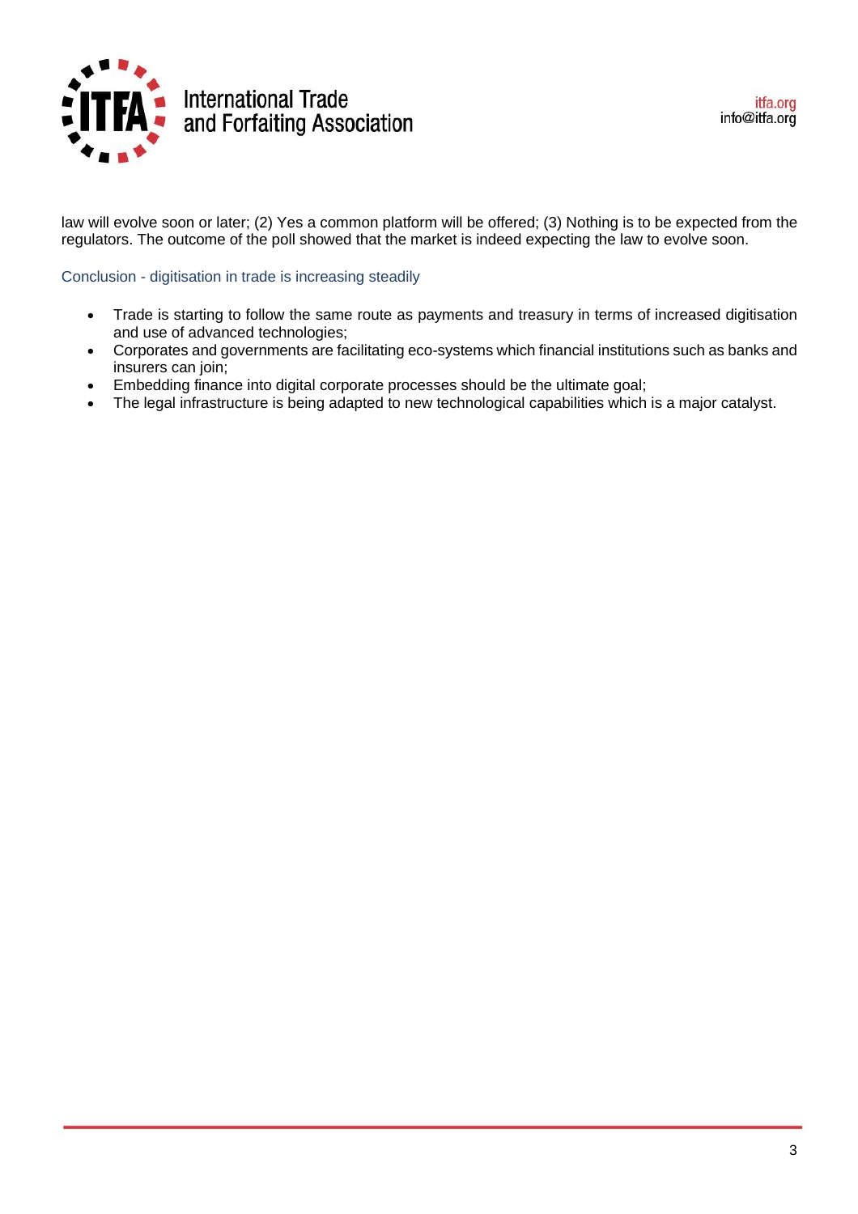law will evolve soon or later; (2) Yes a common platform will be offered; (3) Nothing is to be expected from the regulators. The outcome of the poll showed that the market is indeed expecting the law to evolve soon.

### Conclusion - digitisation in trade is increasing steadily

- Trade is starting to follow the same route as payments and treasury in terms of increased digitisation and use of advanced technologies;
- Corporates and governments are facilitating eco-systems which financial institutions such as banks and insurers can join;
- Embedding finance into digital corporate processes should be the ultimate goal;
- The legal infrastructure is being adapted to new technological capabilities which is a major catalyst.